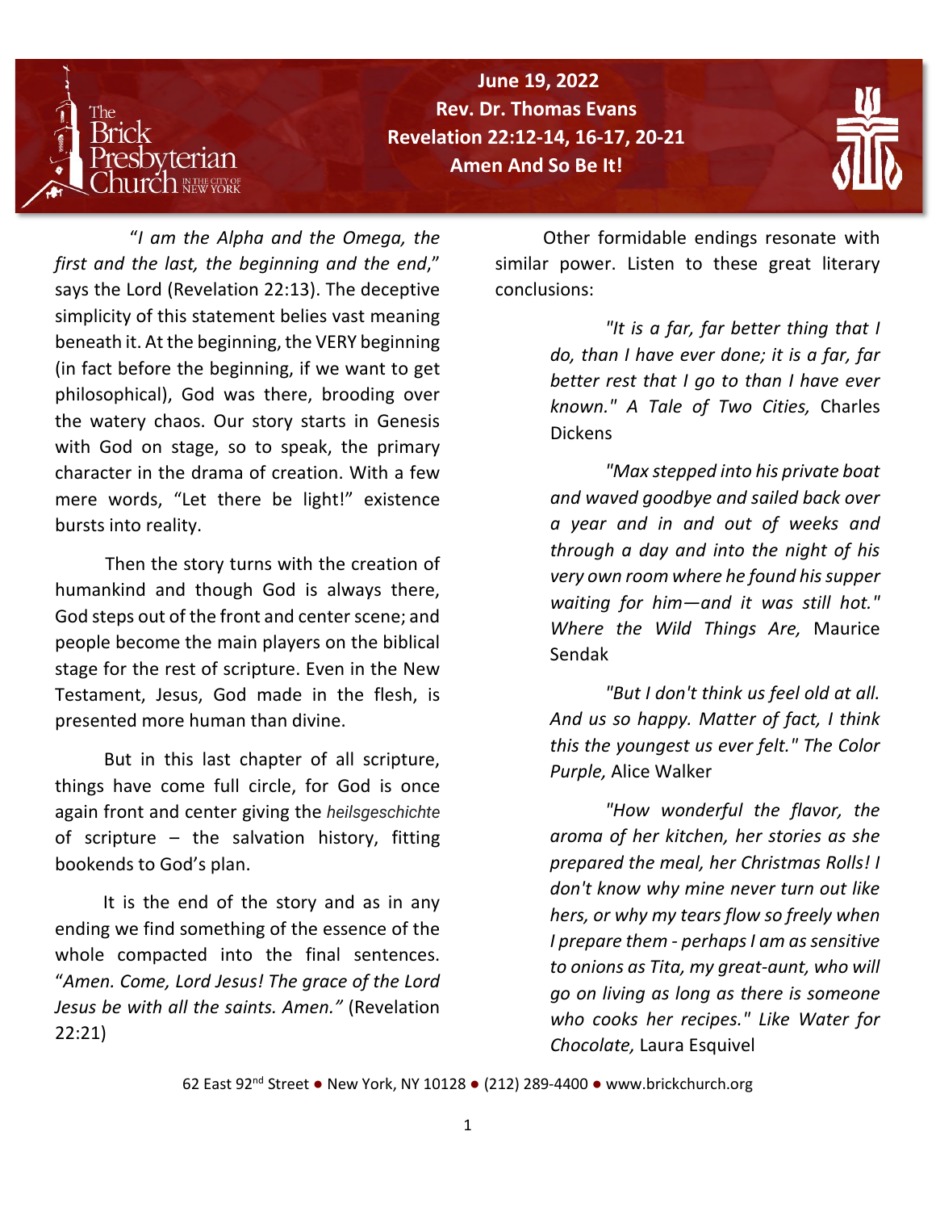**June 19, 2022**
**Rev. Dr. Thomas Evans**
**Revelation 22:12-14, 16-17, 20-21**
**Amen And So Be It!**

"*I am the Alpha and the Omega, the first and the last, the beginning and the end*," says the Lord (Revelation 22:13). The deceptive simplicity of this statement belies vast meaning beneath it. At the beginning, the VERY beginning (in fact before the beginning, if we want to get philosophical), God was there, brooding over the watery chaos. Our story starts in Genesis with God on stage, so to speak, the primary character in the drama of creation. With a few mere words, "Let there be light!" existence bursts into reality.

Then the story turns with the creation of humankind and though God is always there, God steps out of the front and center scene; and people become the main players on the biblical stage for the rest of scripture. Even in the New Testament, Jesus, God made in the flesh, is presented more human than divine.

But in this last chapter of all scripture, things have come full circle, for God is once again front and center giving the *heilsgeschichte* of scripture – the salvation history, fitting bookends to God's plan.

It is the end of the story and as in any ending we find something of the essence of the whole compacted into the final sentences. "*Amen. Come, Lord Jesus! The grace of the Lord Jesus be with all the saints. Amen.*" (Revelation 22:21)

Other formidable endings resonate with similar power. Listen to these great literary conclusions:

> *"It is a far, far better thing that I do, than I have ever done; it is a far, far better rest that I go to than I have ever known." A Tale of Two Cities,* Charles Dickens

> *"Max stepped into his private boat and waved goodbye and sailed back over a year and in and out of weeks and through a day and into the night of his very own room where he found his supper waiting for him—and it was still hot." Where the Wild Things Are,* Maurice Sendak

> *"But I don't think us feel old at all. And us so happy. Matter of fact, I think this the youngest us ever felt." The Color Purple,* Alice Walker

> *"How wonderful the flavor, the aroma of her kitchen, her stories as she prepared the meal, her Christmas Rolls! I don't know why mine never turn out like hers, or why my tears flow so freely when I prepare them - perhaps I am as sensitive to onions as Tita, my great-aunt, who will go on living as long as there is someone who cooks her recipes." Like Water for Chocolate,* Laura Esquivel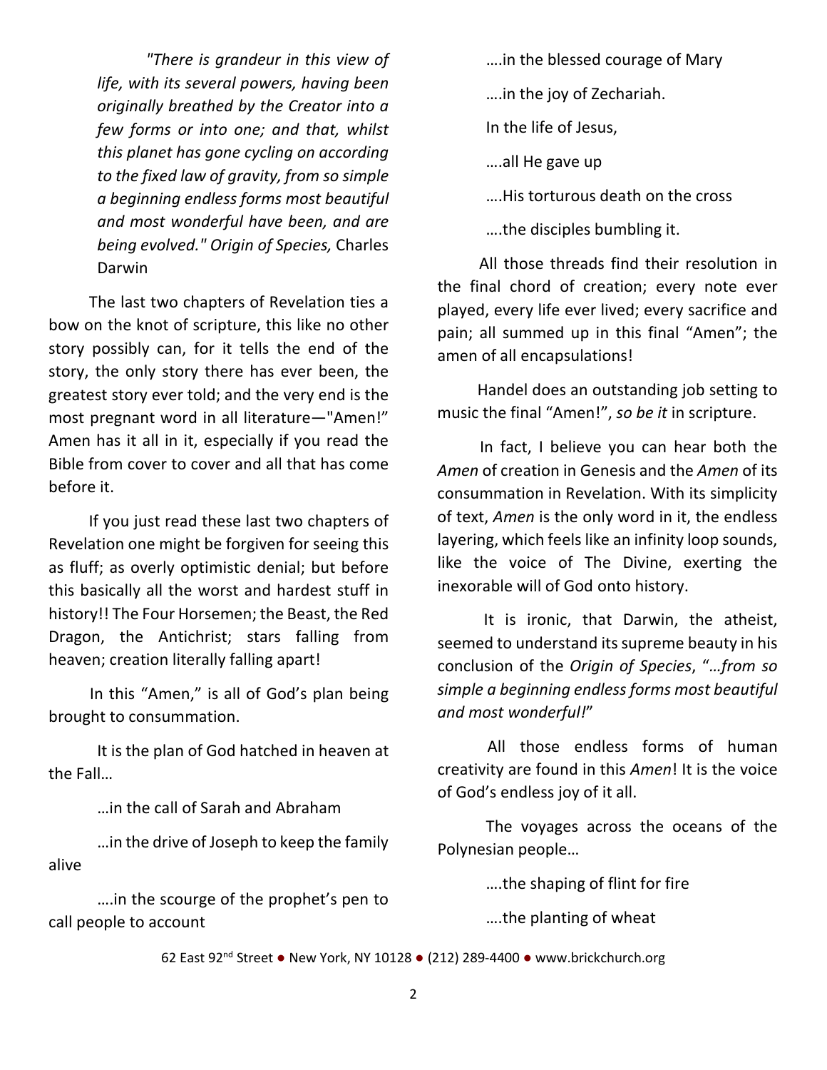*"There is grandeur in this view of life, with its several powers, having been originally breathed by the Creator into a few forms or into one; and that, whilst this planet has gone cycling on according to the fixed law of gravity, from so simple a beginning endless forms most beautiful and most wonderful have been, and are being evolved." Origin of Species,* Charles Darwin

The last two chapters of Revelation ties a bow on the knot of scripture, this like no other story possibly can, for it tells the end of the story, the only story there has ever been, the greatest story ever told; and the very end is the most pregnant word in all literature—"Amen!" Amen has it all in it, especially if you read the Bible from cover to cover and all that has come before it.

If you just read these last two chapters of Revelation one might be forgiven for seeing this as fluff; as overly optimistic denial; but before this basically all the worst and hardest stuff in history!! The Four Horsemen; the Beast, the Red Dragon, the Antichrist; stars falling from heaven; creation literally falling apart!

In this "Amen," is all of God's plan being brought to consummation.

It is the plan of God hatched in heaven at the Fall…

…in the call of Sarah and Abraham

…in the drive of Joseph to keep the family alive

….in the scourge of the prophet's pen to call people to account

….in the blessed courage of Mary

….in the joy of Zechariah.

In the life of Jesus,

….all He gave up

….His torturous death on the cross

….the disciples bumbling it.

All those threads find their resolution in the final chord of creation; every note ever played, every life ever lived; every sacrifice and pain; all summed up in this final "Amen"; the amen of all encapsulations!

Handel does an outstanding job setting to music the final "Amen!", *so be it* in scripture.

In fact, I believe you can hear both the *Amen* of creation in Genesis and the *Amen* of its consummation in Revelation. With its simplicity of text, *Amen* is the only word in it, the endless layering, which feels like an infinity loop sounds, like the voice of The Divine, exerting the inexorable will of God onto history.

It is ironic, that Darwin, the atheist, seemed to understand its supreme beauty in his conclusion of the *Origin of Species*, "*…from so simple a beginning endless forms most beautiful and most wonderful!*"

All those endless forms of human creativity are found in this *Amen*! It is the voice of God's endless joy of it all.

The voyages across the oceans of the Polynesian people…

….the shaping of flint for fire

….the planting of wheat

62 East 92nd Street ● New York, NY 10128 ● (212) 289-4400 ● www.brickchurch.org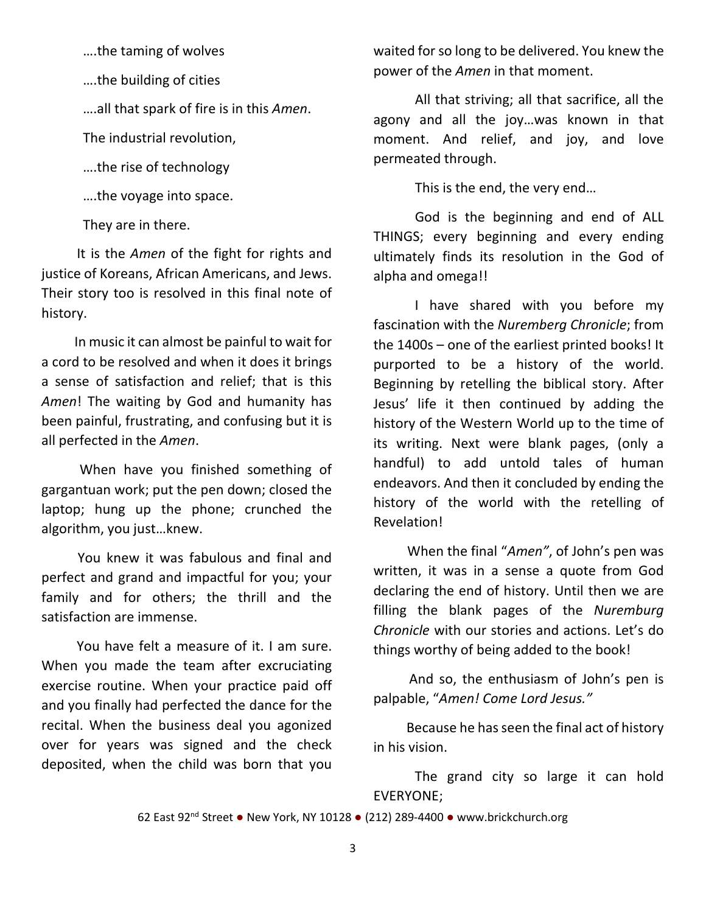….the taming of wolves

….the building of cities

….all that spark of fire is in this *Amen*.

The industrial revolution,

….the rise of technology

….the voyage into space.

They are in there.

It is the *Amen* of the fight for rights and justice of Koreans, African Americans, and Jews. Their story too is resolved in this final note of history.

In music it can almost be painful to wait for a cord to be resolved and when it does it brings a sense of satisfaction and relief; that is this *Amen*! The waiting by God and humanity has been painful, frustrating, and confusing but it is all perfected in the *Amen*.

When have you finished something of gargantuan work; put the pen down; closed the laptop; hung up the phone; crunched the algorithm, you just…knew.

You knew it was fabulous and final and perfect and grand and impactful for you; your family and for others; the thrill and the satisfaction are immense.

You have felt a measure of it. I am sure. When you made the team after excruciating exercise routine. When your practice paid off and you finally had perfected the dance for the recital. When the business deal you agonized over for years was signed and the check deposited, when the child was born that you waited for so long to be delivered. You knew the power of the *Amen* in that moment.

All that striving; all that sacrifice, all the agony and all the joy…was known in that moment. And relief, and joy, and love permeated through.

This is the end, the very end…

God is the beginning and end of ALL THINGS; every beginning and every ending ultimately finds its resolution in the God of alpha and omega!!

I have shared with you before my fascination with the *Nuremberg Chronicle*; from the 1400s – one of the earliest printed books! It purported to be a history of the world. Beginning by retelling the biblical story. After Jesus' life it then continued by adding the history of the Western World up to the time of its writing. Next were blank pages, (only a handful) to add untold tales of human endeavors. And then it concluded by ending the history of the world with the retelling of Revelation!

When the final "*Amen"*, of John's pen was written, it was in a sense a quote from God declaring the end of history. Until then we are filling the blank pages of the *Nuremburg Chronicle* with our stories and actions. Let's do things worthy of being added to the book!

And so, the enthusiasm of John's pen is palpable, "*Amen! Come Lord Jesus."*

Because he has seen the final act of history in his vision.

The grand city so large it can hold EVERYONE;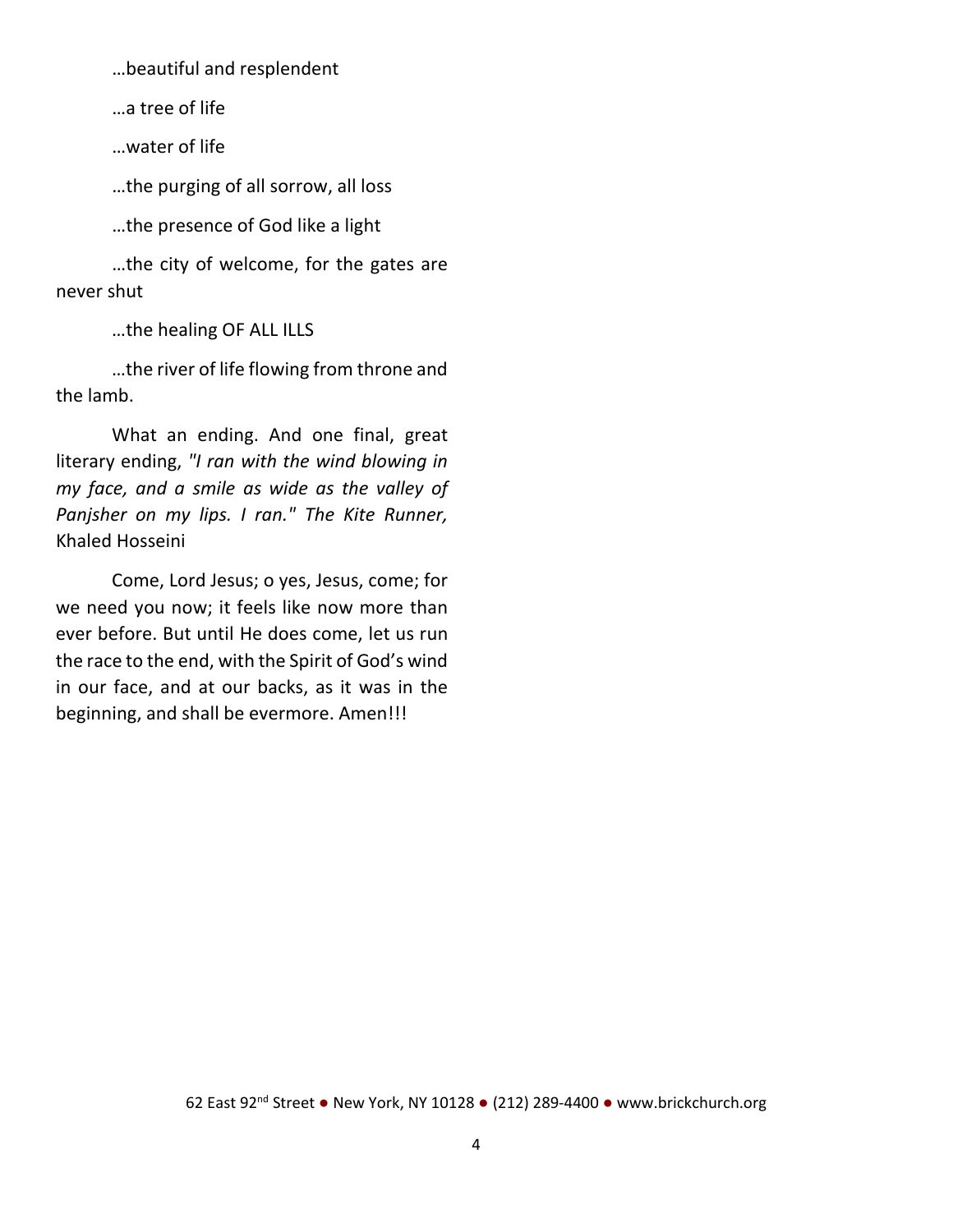…beautiful and resplendent

…a tree of life

…water of life

…the purging of all sorrow, all loss

…the presence of God like a light

…the city of welcome, for the gates are never shut

…the healing OF ALL ILLS

…the river of life flowing from throne and the lamb.

What an ending. And one final, great literary ending, *"I ran with the wind blowing in my face, and a smile as wide as the valley of Panjsher on my lips. I ran." The Kite Runner,* Khaled Hosseini

Come, Lord Jesus; o yes, Jesus, come; for we need you now; it feels like now more than ever before. But until He does come, let us run the race to the end, with the Spirit of God's wind in our face, and at our backs, as it was in the beginning, and shall be evermore. Amen!!!

62 East 92nd Street ● New York, NY 10128 ● (212) 289-4400 ● www.brickchurch.org